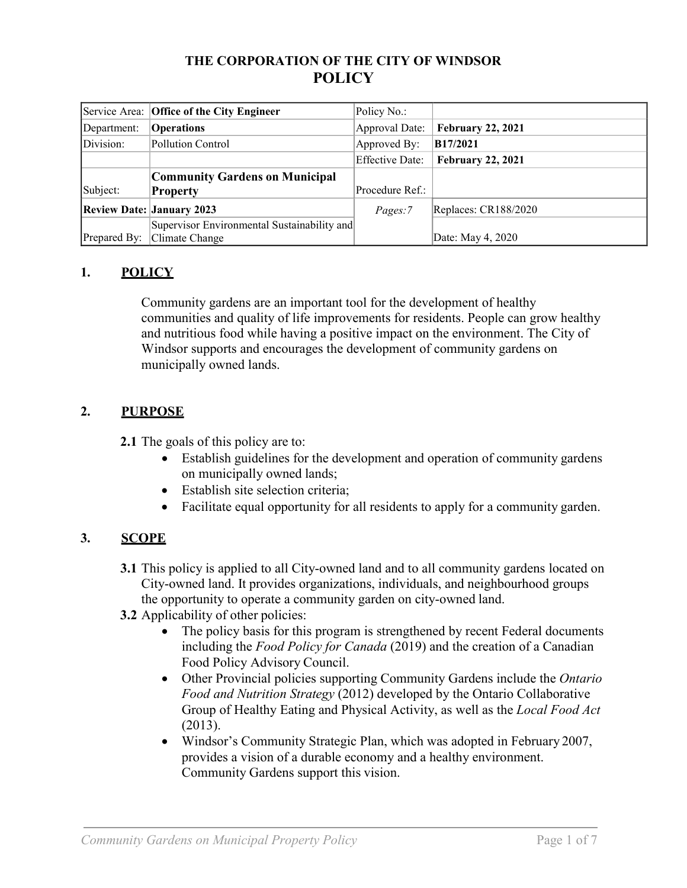# THE CORPORATION OF THE CITY OF WINDSOR
# POLICY

| | | | |
|---|---|---|---|
| Service Area: | **Office of the City Engineer** | Policy No.: | |
| Department: | **Operations** | Approval Date: | **February 22, 2021** |
| Division: | Pollution Control | Approved By: | **B17/2021** |
| | | Effective Date: | **February 22, 2021** |
| Subject: | **Community Gardens on Municipal Property** | Procedure Ref.: | |
| **Review Date:** | **January 2023** | *Pages:7* | Replaces: CR188/2020 |
| Prepared By: | Supervisor Environmental Sustainability and Climate Change | | Date: May 4, 2020 |

## 1. POLICY

Community gardens are an important tool for the development of healthy communities and quality of life improvements for residents. People can grow healthy and nutritious food while having a positive impact on the environment. The City of Windsor supports and encourages the development of community gardens on municipally owned lands.

## 2. PURPOSE

**2.1** The goals of this policy are to:

- Establish guidelines for the development and operation of community gardens on municipally owned lands;
- Establish site selection criteria;
- Facilitate equal opportunity for all residents to apply for a community garden.

## 3. SCOPE

**3.1** This policy is applied to all City-owned land and to all community gardens located on City-owned land. It provides organizations, individuals, and neighbourhood groups the opportunity to operate a community garden on city-owned land.

**3.2** Applicability of other policies:

- The policy basis for this program is strengthened by recent Federal documents including the *Food Policy for Canada* (2019) and the creation of a Canadian Food Policy Advisory Council.
- Other Provincial policies supporting Community Gardens include the *Ontario Food and Nutrition Strategy* (2012) developed by the Ontario Collaborative Group of Healthy Eating and Physical Activity, as well as the *Local Food Act* (2013).
- Windsor's Community Strategic Plan, which was adopted in February 2007, provides a vision of a durable economy and a healthy environment. Community Gardens support this vision.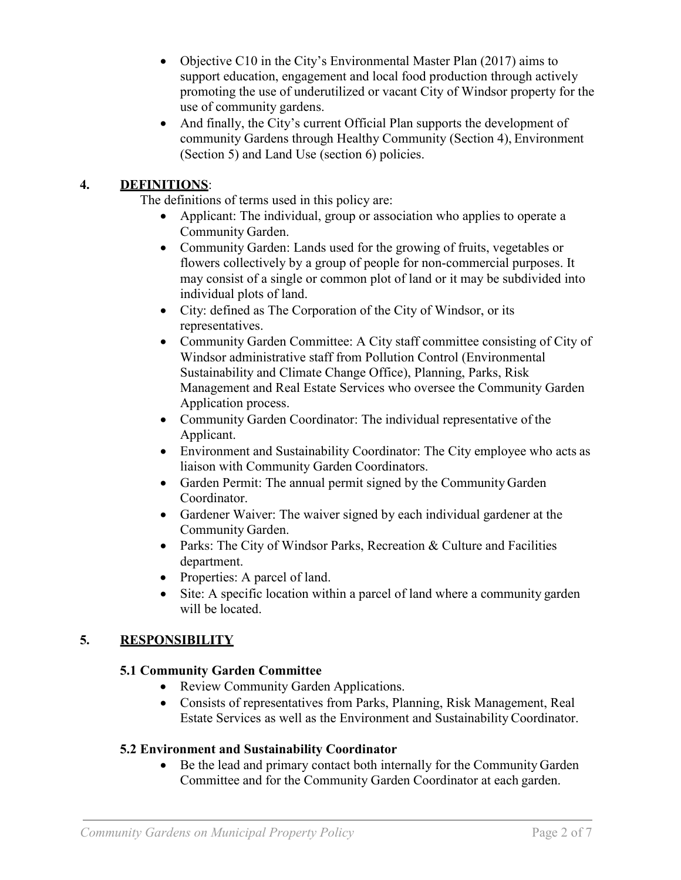- Objective C10 in the City's Environmental Master Plan (2017) aims to support education, engagement and local food production through actively promoting the use of underutilized or vacant City of Windsor property for the use of community gardens.
- And finally, the City's current Official Plan supports the development of community Gardens through Healthy Community (Section 4), Environment (Section 5) and Land Use (section 6) policies.

## 4. DEFINITIONS:

The definitions of terms used in this policy are:

- Applicant: The individual, group or association who applies to operate a Community Garden.
- Community Garden: Lands used for the growing of fruits, vegetables or flowers collectively by a group of people for non-commercial purposes. It may consist of a single or common plot of land or it may be subdivided into individual plots of land.
- City: defined as The Corporation of the City of Windsor, or its representatives.
- Community Garden Committee: A City staff committee consisting of City of Windsor administrative staff from Pollution Control (Environmental Sustainability and Climate Change Office), Planning, Parks, Risk Management and Real Estate Services who oversee the Community Garden Application process.
- Community Garden Coordinator: The individual representative of the Applicant.
- Environment and Sustainability Coordinator: The City employee who acts as liaison with Community Garden Coordinators.
- Garden Permit: The annual permit signed by the Community Garden Coordinator.
- Gardener Waiver: The waiver signed by each individual gardener at the Community Garden.
- Parks: The City of Windsor Parks, Recreation & Culture and Facilities department.
- Properties: A parcel of land.
- Site: A specific location within a parcel of land where a community garden will be located.

## 5. RESPONSIBILITY

### 5.1 Community Garden Committee

- Review Community Garden Applications.
- Consists of representatives from Parks, Planning, Risk Management, Real Estate Services as well as the Environment and Sustainability Coordinator.

### 5.2 Environment and Sustainability Coordinator

- Be the lead and primary contact both internally for the Community Garden Committee and for the Community Garden Coordinator at each garden.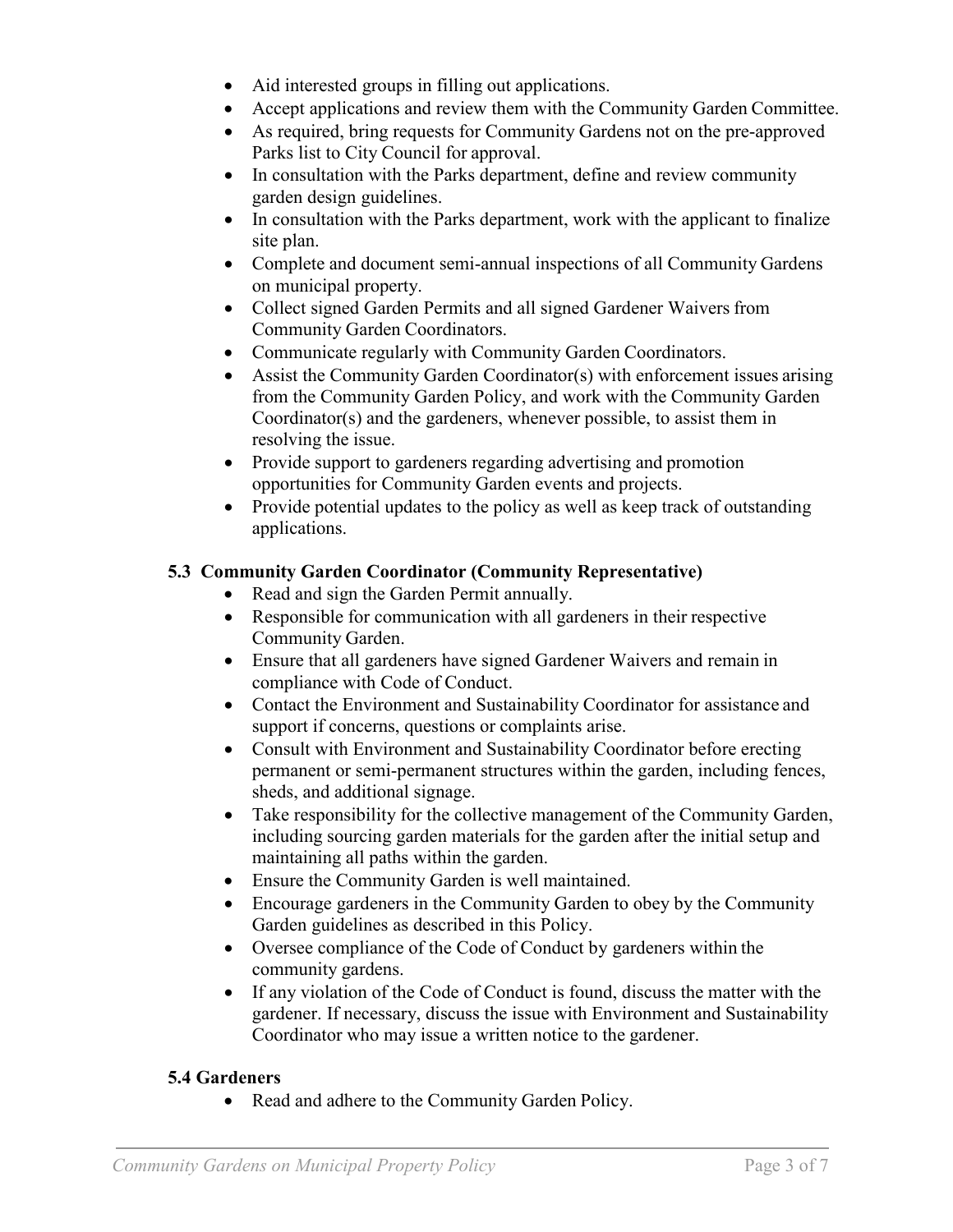- Aid interested groups in filling out applications.
- Accept applications and review them with the Community Garden Committee.
- As required, bring requests for Community Gardens not on the pre-approved Parks list to City Council for approval.
- In consultation with the Parks department, define and review community garden design guidelines.
- In consultation with the Parks department, work with the applicant to finalize site plan.
- Complete and document semi-annual inspections of all Community Gardens on municipal property.
- Collect signed Garden Permits and all signed Gardener Waivers from Community Garden Coordinators.
- Communicate regularly with Community Garden Coordinators.
- Assist the Community Garden Coordinator(s) with enforcement issues arising from the Community Garden Policy, and work with the Community Garden Coordinator(s) and the gardeners, whenever possible, to assist them in resolving the issue.
- Provide support to gardeners regarding advertising and promotion opportunities for Community Garden events and projects.
- Provide potential updates to the policy as well as keep track of outstanding applications.

### 5.3 Community Garden Coordinator (Community Representative)

- Read and sign the Garden Permit annually.
- Responsible for communication with all gardeners in their respective Community Garden.
- Ensure that all gardeners have signed Gardener Waivers and remain in compliance with Code of Conduct.
- Contact the Environment and Sustainability Coordinator for assistance and support if concerns, questions or complaints arise.
- Consult with Environment and Sustainability Coordinator before erecting permanent or semi-permanent structures within the garden, including fences, sheds, and additional signage.
- Take responsibility for the collective management of the Community Garden, including sourcing garden materials for the garden after the initial setup and maintaining all paths within the garden.
- Ensure the Community Garden is well maintained.
- Encourage gardeners in the Community Garden to obey by the Community Garden guidelines as described in this Policy.
- Oversee compliance of the Code of Conduct by gardeners within the community gardens.
- If any violation of the Code of Conduct is found, discuss the matter with the gardener. If necessary, discuss the issue with Environment and Sustainability Coordinator who may issue a written notice to the gardener.

### 5.4 Gardeners

- Read and adhere to the Community Garden Policy.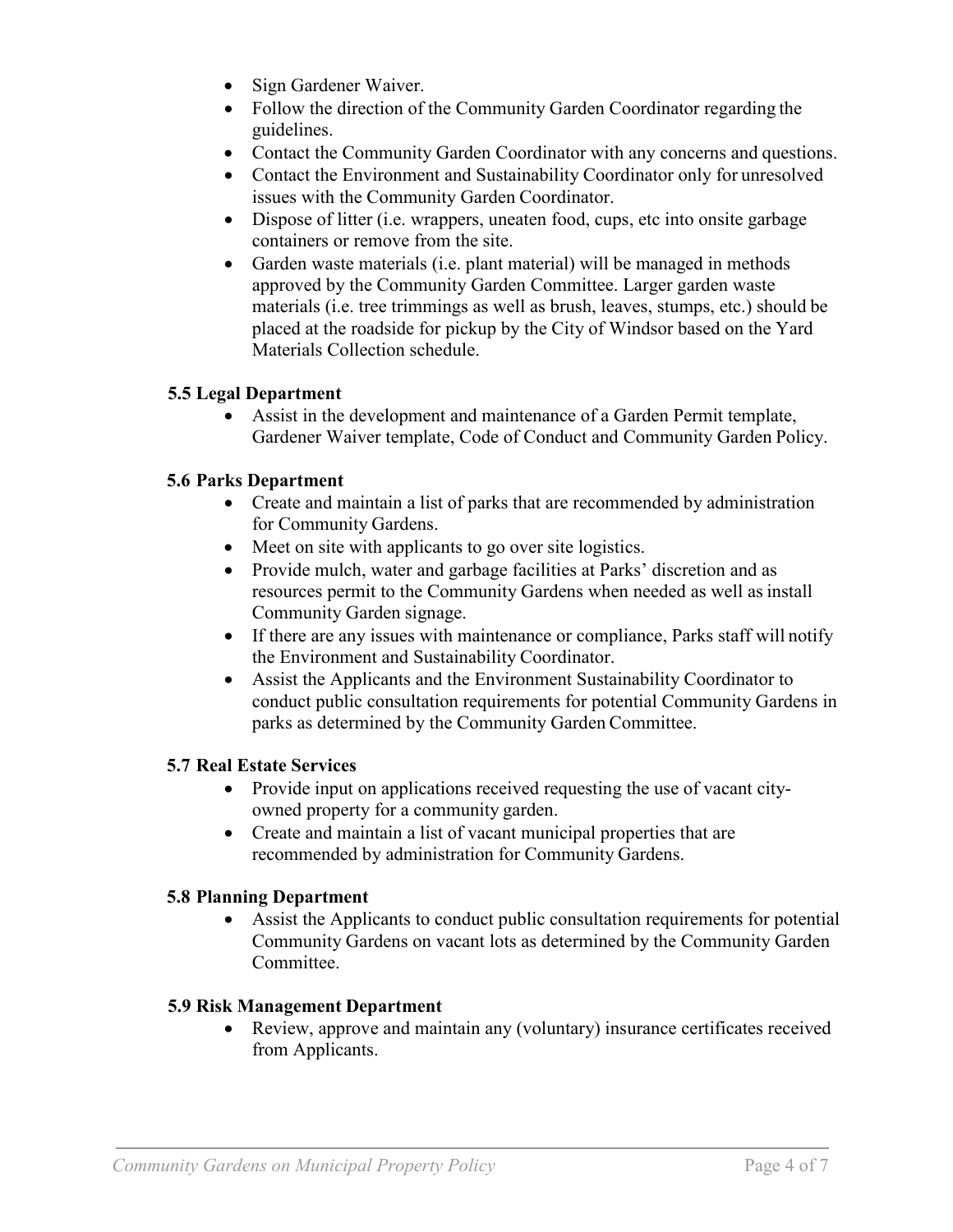- Sign Gardener Waiver.
- Follow the direction of the Community Garden Coordinator regarding the guidelines.
- Contact the Community Garden Coordinator with any concerns and questions.
- Contact the Environment and Sustainability Coordinator only for unresolved issues with the Community Garden Coordinator.
- Dispose of litter (i.e. wrappers, uneaten food, cups, etc into onsite garbage containers or remove from the site.
- Garden waste materials (i.e. plant material) will be managed in methods approved by the Community Garden Committee. Larger garden waste materials (i.e. tree trimmings as well as brush, leaves, stumps, etc.) should be placed at the roadside for pickup by the City of Windsor based on the Yard Materials Collection schedule.

### 5.5 Legal Department

- Assist in the development and maintenance of a Garden Permit template, Gardener Waiver template, Code of Conduct and Community Garden Policy.

### 5.6 Parks Department

- Create and maintain a list of parks that are recommended by administration for Community Gardens.
- Meet on site with applicants to go over site logistics.
- Provide mulch, water and garbage facilities at Parks' discretion and as resources permit to the Community Gardens when needed as well as install Community Garden signage.
- If there are any issues with maintenance or compliance, Parks staff will notify the Environment and Sustainability Coordinator.
- Assist the Applicants and the Environment Sustainability Coordinator to conduct public consultation requirements for potential Community Gardens in parks as determined by the Community Garden Committee.

### 5.7 Real Estate Services

- Provide input on applications received requesting the use of vacant city-owned property for a community garden.
- Create and maintain a list of vacant municipal properties that are recommended by administration for Community Gardens.

### 5.8 Planning Department

- Assist the Applicants to conduct public consultation requirements for potential Community Gardens on vacant lots as determined by the Community Garden Committee.

### 5.9 Risk Management Department

- Review, approve and maintain any (voluntary) insurance certificates received from Applicants.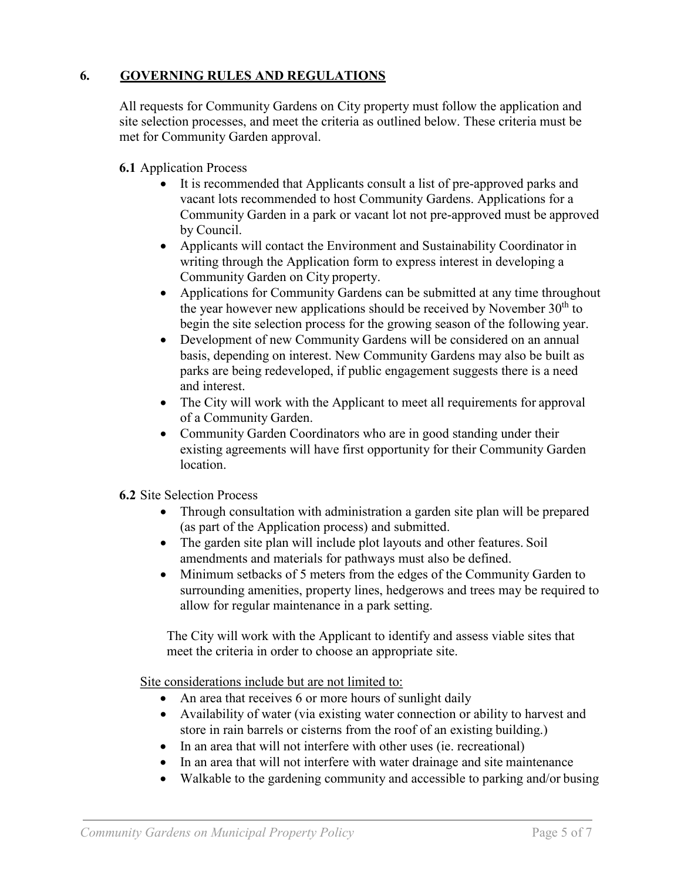## 6. GOVERNING RULES AND REGULATIONS

All requests for Community Gardens on City property must follow the application and site selection processes, and meet the criteria as outlined below. These criteria must be met for Community Garden approval.

**6.1** Application Process

- It is recommended that Applicants consult a list of pre-approved parks and vacant lots recommended to host Community Gardens. Applications for a Community Garden in a park or vacant lot not pre-approved must be approved by Council.
- Applicants will contact the Environment and Sustainability Coordinator in writing through the Application form to express interest in developing a Community Garden on City property.
- Applications for Community Gardens can be submitted at any time throughout the year however new applications should be received by November 30th to begin the site selection process for the growing season of the following year.
- Development of new Community Gardens will be considered on an annual basis, depending on interest. New Community Gardens may also be built as parks are being redeveloped, if public engagement suggests there is a need and interest.
- The City will work with the Applicant to meet all requirements for approval of a Community Garden.
- Community Garden Coordinators who are in good standing under their existing agreements will have first opportunity for their Community Garden location.

**6.2** Site Selection Process

- Through consultation with administration a garden site plan will be prepared (as part of the Application process) and submitted.
- The garden site plan will include plot layouts and other features. Soil amendments and materials for pathways must also be defined.
- Minimum setbacks of 5 meters from the edges of the Community Garden to surrounding amenities, property lines, hedgerows and trees may be required to allow for regular maintenance in a park setting.

The City will work with the Applicant to identify and assess viable sites that meet the criteria in order to choose an appropriate site.

<u>Site considerations include but are not limited to:</u>

- An area that receives 6 or more hours of sunlight daily
- Availability of water (via existing water connection or ability to harvest and store in rain barrels or cisterns from the roof of an existing building.)
- In an area that will not interfere with other uses (ie. recreational)
- In an area that will not interfere with water drainage and site maintenance
- Walkable to the gardening community and accessible to parking and/or busing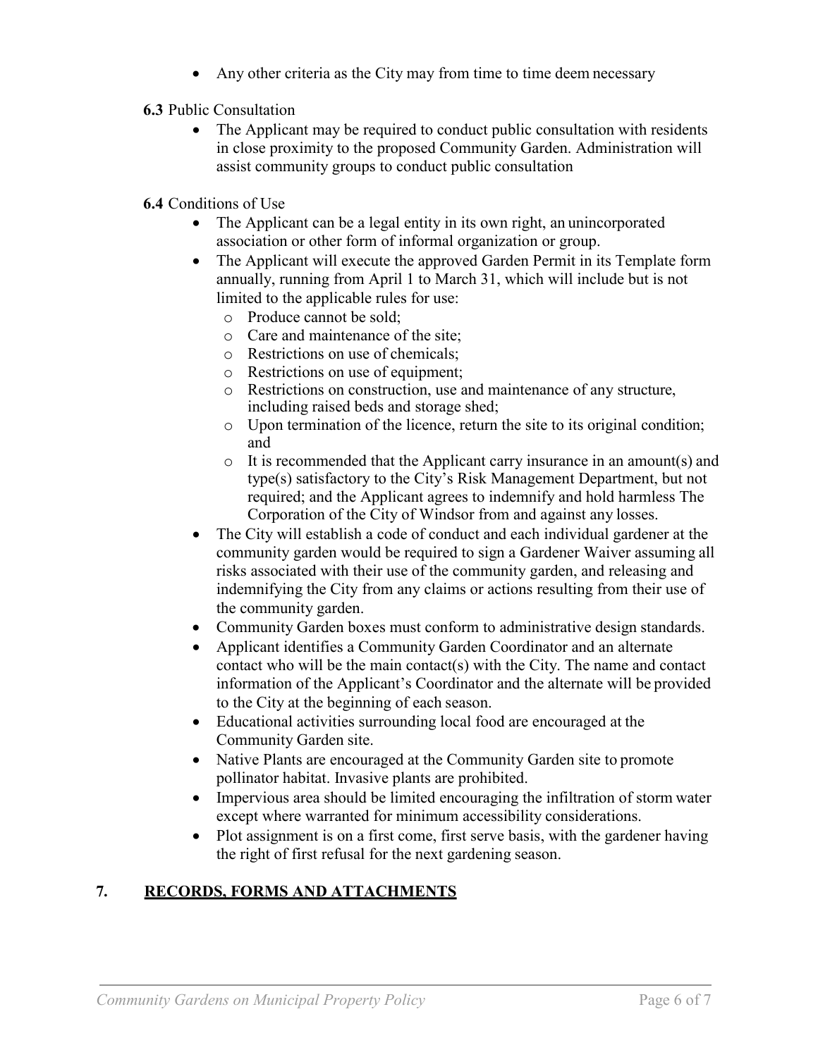- Any other criteria as the City may from time to time deem necessary

**6.3** Public Consultation

- The Applicant may be required to conduct public consultation with residents in close proximity to the proposed Community Garden. Administration will assist community groups to conduct public consultation

**6.4** Conditions of Use

- The Applicant can be a legal entity in its own right, an unincorporated association or other form of informal organization or group.
- The Applicant will execute the approved Garden Permit in its Template form annually, running from April 1 to March 31, which will include but is not limited to the applicable rules for use:
  - Produce cannot be sold;
  - Care and maintenance of the site;
  - Restrictions on use of chemicals;
  - Restrictions on use of equipment;
  - Restrictions on construction, use and maintenance of any structure, including raised beds and storage shed;
  - Upon termination of the licence, return the site to its original condition; and
  - It is recommended that the Applicant carry insurance in an amount(s) and type(s) satisfactory to the City's Risk Management Department, but not required; and the Applicant agrees to indemnify and hold harmless The Corporation of the City of Windsor from and against any losses.
- The City will establish a code of conduct and each individual gardener at the community garden would be required to sign a Gardener Waiver assuming all risks associated with their use of the community garden, and releasing and indemnifying the City from any claims or actions resulting from their use of the community garden.
- Community Garden boxes must conform to administrative design standards.
- Applicant identifies a Community Garden Coordinator and an alternate contact who will be the main contact(s) with the City. The name and contact information of the Applicant's Coordinator and the alternate will be provided to the City at the beginning of each season.
- Educational activities surrounding local food are encouraged at the Community Garden site.
- Native Plants are encouraged at the Community Garden site to promote pollinator habitat. Invasive plants are prohibited.
- Impervious area should be limited encouraging the infiltration of storm water except where warranted for minimum accessibility considerations.
- Plot assignment is on a first come, first serve basis, with the gardener having the right of first refusal for the next gardening season.

## 7. RECORDS, FORMS AND ATTACHMENTS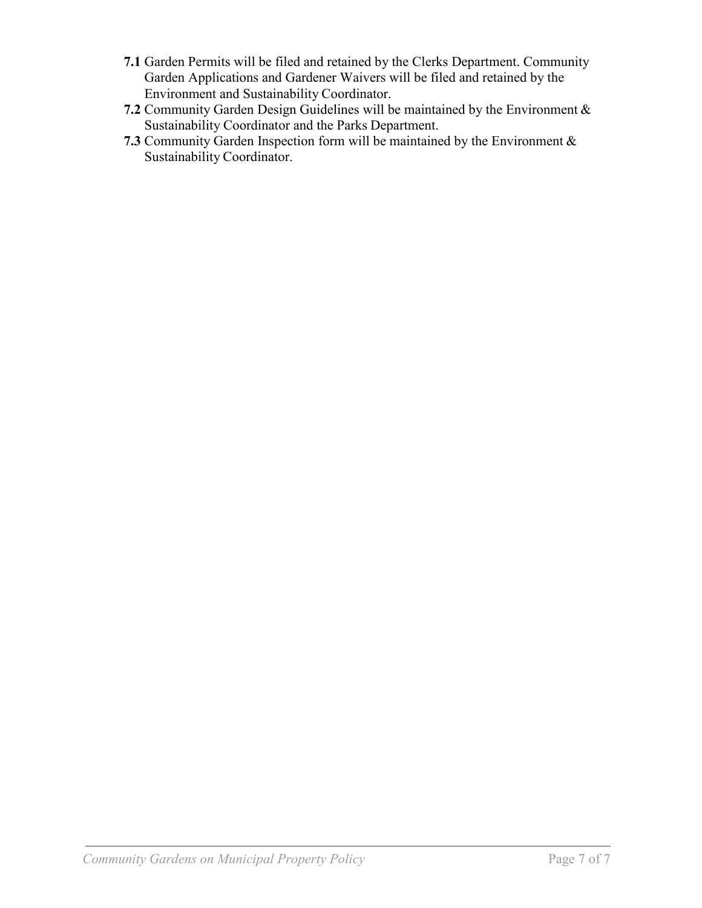**7.1** Garden Permits will be filed and retained by the Clerks Department. Community Garden Applications and Gardener Waivers will be filed and retained by the Environment and Sustainability Coordinator.

**7.2** Community Garden Design Guidelines will be maintained by the Environment & Sustainability Coordinator and the Parks Department.

**7.3** Community Garden Inspection form will be maintained by the Environment & Sustainability Coordinator.